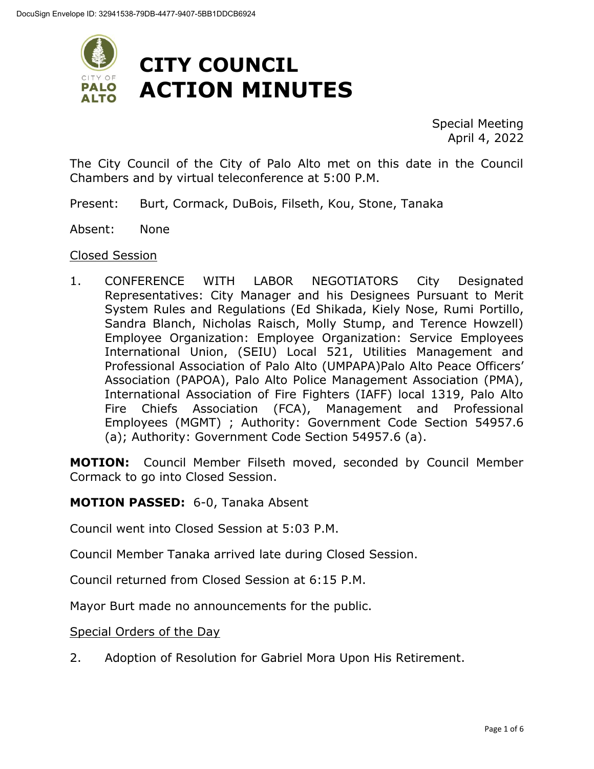DocuSign Envelope ID: 32941538-79DB-4477-9407-5BB1DDCB6924

# CITY COUNCIL ACTION MINUTES

Special Meeting
April 4, 2022

The City Council of the City of Palo Alto met on this date in the Council Chambers and by virtual teleconference at 5:00 P.M.

Present: Burt, Cormack, DuBois, Filseth, Kou, Stone, Tanaka

Absent: None

Closed Session

1. CONFERENCE WITH LABOR NEGOTIATORS City Designated Representatives: City Manager and his Designees Pursuant to Merit System Rules and Regulations (Ed Shikada, Kiely Nose, Rumi Portillo, Sandra Blanch, Nicholas Raisch, Molly Stump, and Terence Howzell) Employee Organization: Employee Organization: Service Employees International Union, (SEIU) Local 521, Utilities Management and Professional Association of Palo Alto (UMPAPA)Palo Alto Peace Officers' Association (PAPOA), Palo Alto Police Management Association (PMA), International Association of Fire Fighters (IAFF) local 1319, Palo Alto Fire Chiefs Association (FCA), Management and Professional Employees (MGMT) ; Authority: Government Code Section 54957.6 (a); Authority: Government Code Section 54957.6 (a).

**MOTION:** Council Member Filseth moved, seconded by Council Member Cormack to go into Closed Session.

**MOTION PASSED:** 6-0, Tanaka Absent

Council went into Closed Session at 5:03 P.M.

Council Member Tanaka arrived late during Closed Session.

Council returned from Closed Session at 6:15 P.M.

Mayor Burt made no announcements for the public.

Special Orders of the Day

2. Adoption of Resolution for Gabriel Mora Upon His Retirement.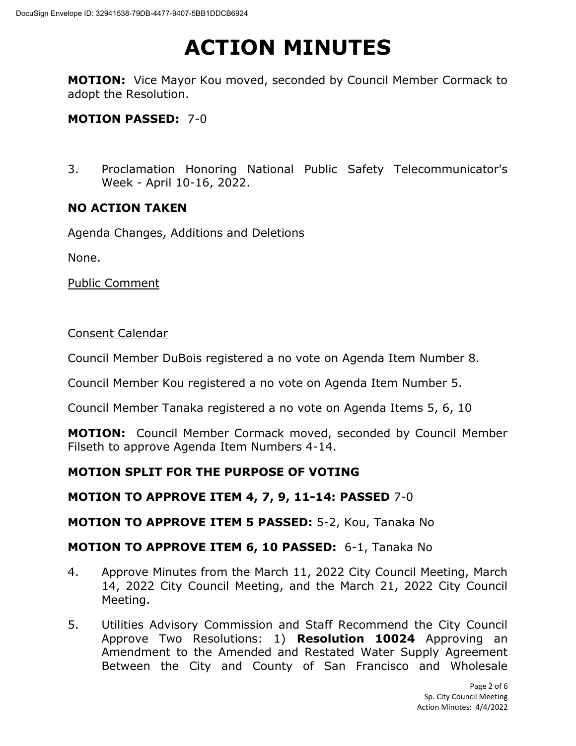# ACTION MINUTES

**MOTION:** Vice Mayor Kou moved, seconded by Council Member Cormack to adopt the Resolution.

**MOTION PASSED:** 7-0

3. Proclamation Honoring National Public Safety Telecommunicator's Week - April 10-16, 2022.

**NO ACTION TAKEN**

Agenda Changes, Additions and Deletions

None.

Public Comment

Consent Calendar

Council Member DuBois registered a no vote on Agenda Item Number 8.

Council Member Kou registered a no vote on Agenda Item Number 5.

Council Member Tanaka registered a no vote on Agenda Items 5, 6, 10

**MOTION:** Council Member Cormack moved, seconded by Council Member Filseth to approve Agenda Item Numbers 4-14.

**MOTION SPLIT FOR THE PURPOSE OF VOTING**

**MOTION TO APPROVE ITEM 4, 7, 9, 11-14: PASSED** 7-0

**MOTION TO APPROVE ITEM 5 PASSED:** 5-2, Kou, Tanaka No

**MOTION TO APPROVE ITEM 6, 10 PASSED:** 6-1, Tanaka No

4. Approve Minutes from the March 11, 2022 City Council Meeting, March 14, 2022 City Council Meeting, and the March 21, 2022 City Council Meeting.

5. Utilities Advisory Commission and Staff Recommend the City Council Approve Two Resolutions: 1) **Resolution 10024** Approving an Amendment to the Amended and Restated Water Supply Agreement Between the City and County of San Francisco and Wholesale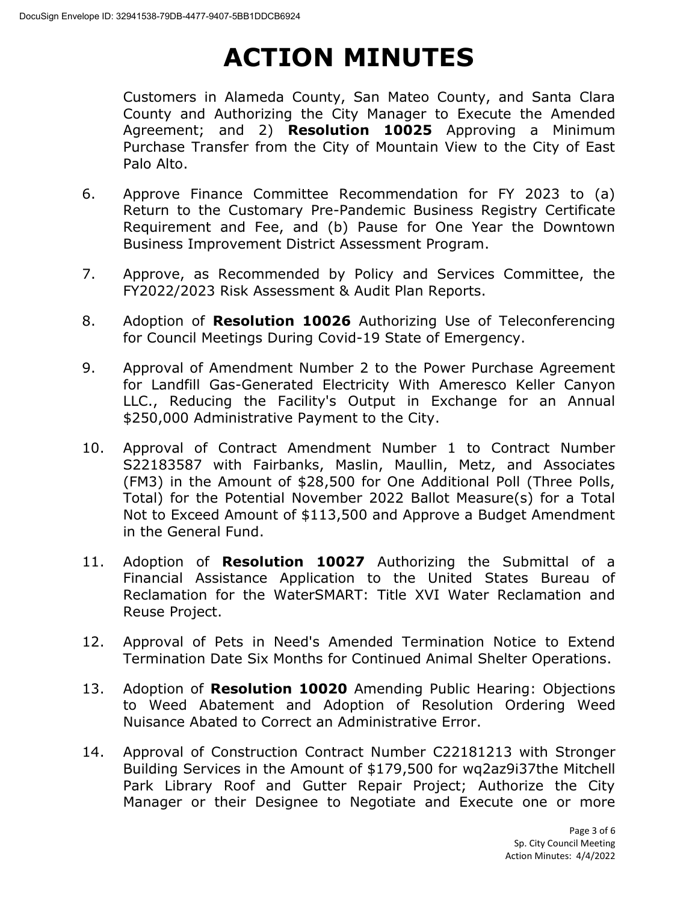# ACTION MINUTES

Customers in Alameda County, San Mateo County, and Santa Clara County and Authorizing the City Manager to Execute the Amended Agreement; and 2) **Resolution 10025** Approving a Minimum Purchase Transfer from the City of Mountain View to the City of East Palo Alto.

6. Approve Finance Committee Recommendation for FY 2023 to (a) Return to the Customary Pre-Pandemic Business Registry Certificate Requirement and Fee, and (b) Pause for One Year the Downtown Business Improvement District Assessment Program.

7. Approve, as Recommended by Policy and Services Committee, the FY2022/2023 Risk Assessment & Audit Plan Reports.

8. Adoption of **Resolution 10026** Authorizing Use of Teleconferencing for Council Meetings During Covid-19 State of Emergency.

9. Approval of Amendment Number 2 to the Power Purchase Agreement for Landfill Gas-Generated Electricity With Ameresco Keller Canyon LLC., Reducing the Facility's Output in Exchange for an Annual $250,000 Administrative Payment to the City.

10. Approval of Contract Amendment Number 1 to Contract Number S22183587 with Fairbanks, Maslin, Maullin, Metz, and Associates (FM3) in the Amount of $28,500 for One Additional Poll (Three Polls, Total) for the Potential November 2022 Ballot Measure(s) for a Total Not to Exceed Amount of $113,500 and Approve a Budget Amendment in the General Fund.

11. Adoption of **Resolution 10027** Authorizing the Submittal of a Financial Assistance Application to the United States Bureau of Reclamation for the WaterSMART: Title XVI Water Reclamation and Reuse Project.

12. Approval of Pets in Need's Amended Termination Notice to Extend Termination Date Six Months for Continued Animal Shelter Operations.

13. Adoption of **Resolution 10020** Amending Public Hearing: Objections to Weed Abatement and Adoption of Resolution Ordering Weed Nuisance Abated to Correct an Administrative Error.

14. Approval of Construction Contract Number C22181213 with Stronger Building Services in the Amount of $179,500 for wq2az9i37the Mitchell Park Library Roof and Gutter Repair Project; Authorize the City Manager or their Designee to Negotiate and Execute one or more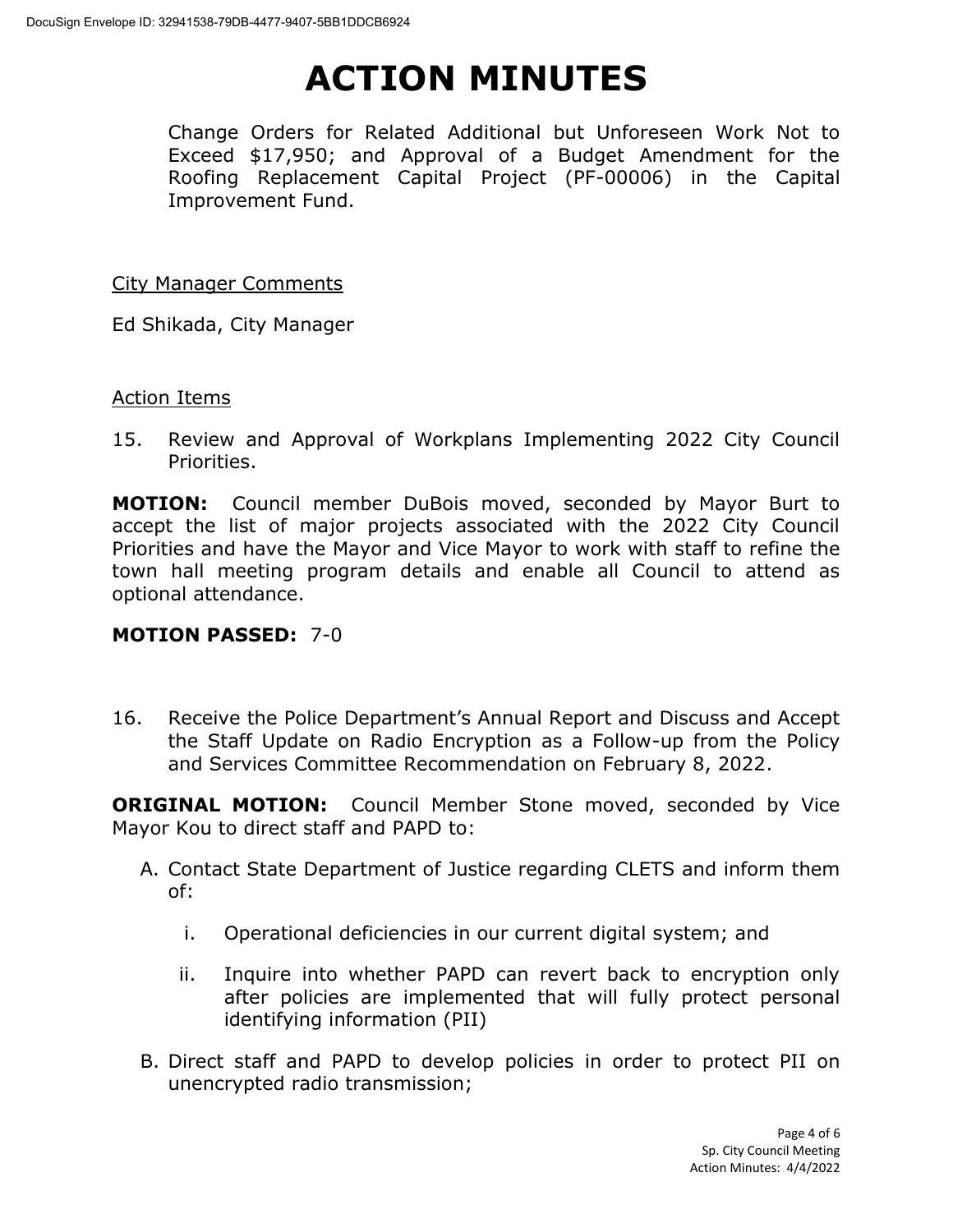# ACTION MINUTES

Change Orders for Related Additional but Unforeseen Work Not to Exceed $17,950; and Approval of a Budget Amendment for the Roofing Replacement Capital Project (PF-00006) in the Capital Improvement Fund.

City Manager Comments

Ed Shikada, City Manager

Action Items

15. Review and Approval of Workplans Implementing 2022 City Council Priorities.

**MOTION:** Council member DuBois moved, seconded by Mayor Burt to accept the list of major projects associated with the 2022 City Council Priorities and have the Mayor and Vice Mayor to work with staff to refine the town hall meeting program details and enable all Council to attend as optional attendance.

**MOTION PASSED:** 7-0

16. Receive the Police Department's Annual Report and Discuss and Accept the Staff Update on Radio Encryption as a Follow-up from the Policy and Services Committee Recommendation on February 8, 2022.

**ORIGINAL MOTION:** Council Member Stone moved, seconded by Vice Mayor Kou to direct staff and PAPD to:

A. Contact State Department of Justice regarding CLETS and inform them of:
   i. Operational deficiencies in our current digital system; and
   ii. Inquire into whether PAPD can revert back to encryption only after policies are implemented that will fully protect personal identifying information (PII)

B. Direct staff and PAPD to develop policies in order to protect PII on unencrypted radio transmission;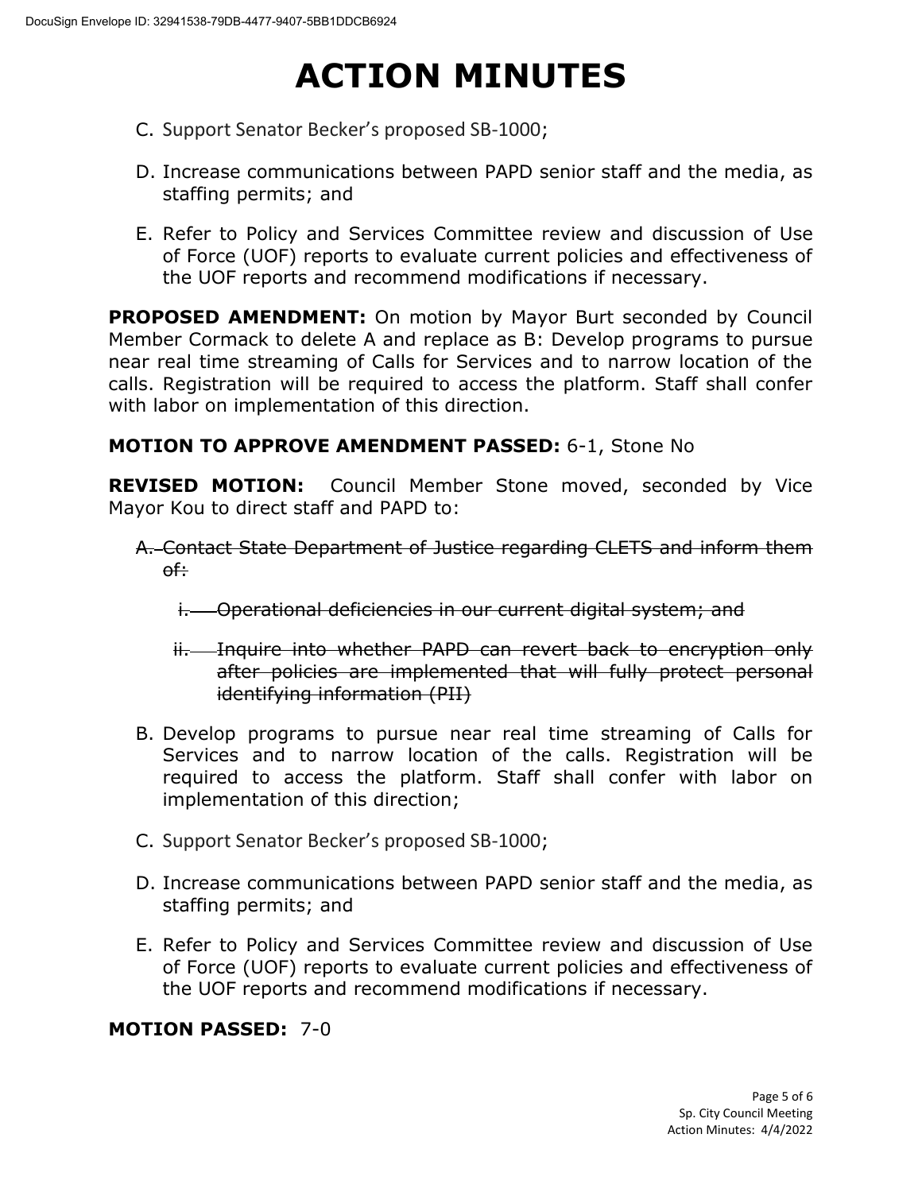# ACTION MINUTES

C. Support Senator Becker's proposed SB-1000;

D. Increase communications between PAPD senior staff and the media, as staffing permits; and

E. Refer to Policy and Services Committee review and discussion of Use of Force (UOF) reports to evaluate current policies and effectiveness of the UOF reports and recommend modifications if necessary.

**PROPOSED AMENDMENT:** On motion by Mayor Burt seconded by Council Member Cormack to delete A and replace as B: Develop programs to pursue near real time streaming of Calls for Services and to narrow location of the calls. Registration will be required to access the platform. Staff shall confer with labor on implementation of this direction.

**MOTION TO APPROVE AMENDMENT PASSED:** 6-1, Stone No

**REVISED MOTION:** Council Member Stone moved, seconded by Vice Mayor Kou to direct staff and PAPD to:

A. ~~Contact State Department of Justice regarding CLETS and inform them of:~~

   i. ~~Operational deficiencies in our current digital system; and~~

   ii. ~~Inquire into whether PAPD can revert back to encryption only after policies are implemented that will fully protect personal identifying information (PII)~~

B. Develop programs to pursue near real time streaming of Calls for Services and to narrow location of the calls. Registration will be required to access the platform. Staff shall confer with labor on implementation of this direction;

C. Support Senator Becker's proposed SB-1000;

D. Increase communications between PAPD senior staff and the media, as staffing permits; and

E. Refer to Policy and Services Committee review and discussion of Use of Force (UOF) reports to evaluate current policies and effectiveness of the UOF reports and recommend modifications if necessary.

**MOTION PASSED:** 7-0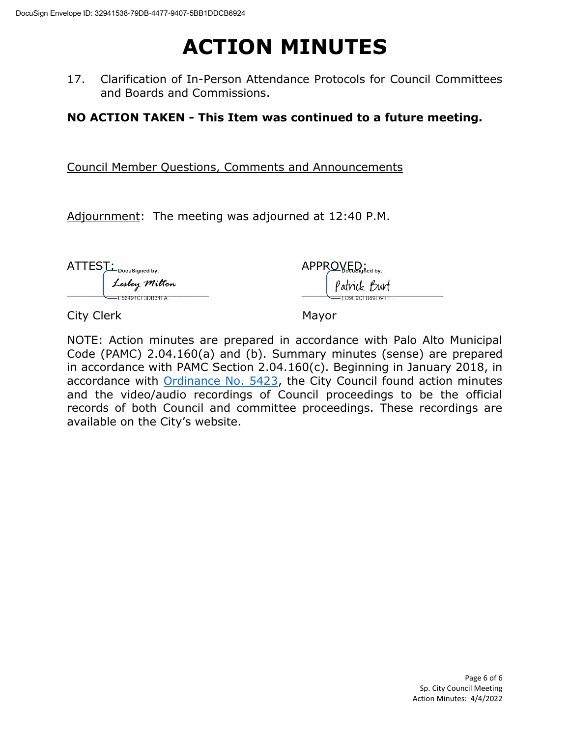# ACTION MINUTES

17. Clarification of In-Person Attendance Protocols for Council Committees and Boards and Commissions.

**NO ACTION TAKEN - This Item was continued to a future meeting.**

Council Member Questions, Comments and Announcements

Adjournment: The meeting was adjourned at 12:40 P.M.

ATTEST: DocuSigned by: Lesley Milton E56491CF3DB34FA...

City Clerk

APPROVED: DocuSigned by: Patrick Burt ED9E9CFB89E64FF...

Mayor

NOTE: Action minutes are prepared in accordance with Palo Alto Municipal Code (PAMC) 2.04.160(a) and (b). Summary minutes (sense) are prepared in accordance with PAMC Section 2.04.160(c). Beginning in January 2018, in accordance with Ordinance No. 5423, the City Council found action minutes and the video/audio recordings of Council proceedings to be the official records of both Council and committee proceedings. These recordings are available on the City's website.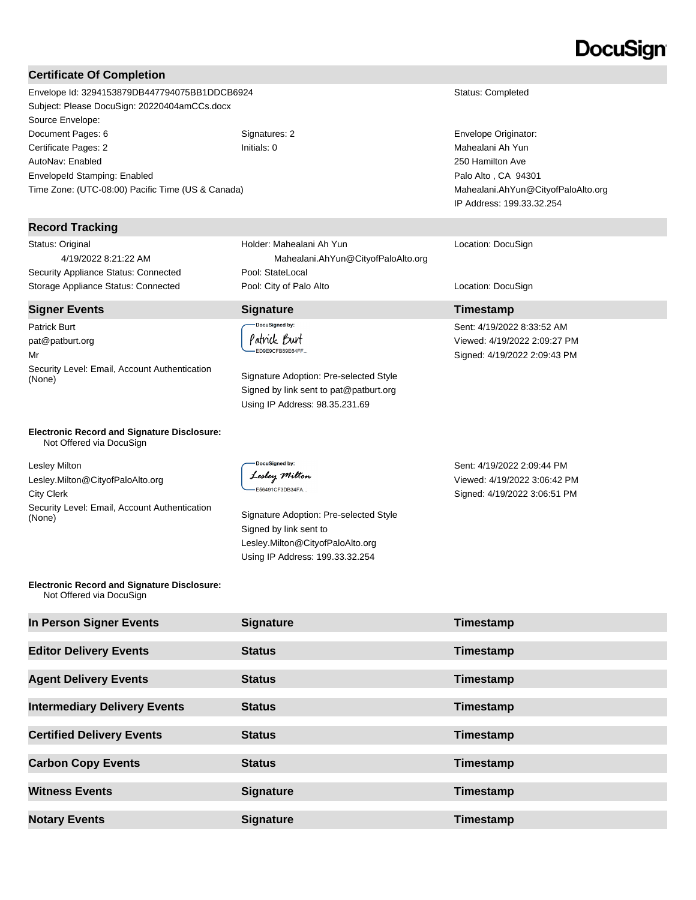DocuSign

## Certificate Of Completion

| | | |
|---|---|---|
| Envelope Id: 3294153879DB447794075BB1DDCB6924 | | Status: Completed |
| Subject: Please DocuSign: 20220404amCCs.docx | | |
| Source Envelope: | | |
| Document Pages: 6 | Signatures: 2 | Envelope Originator: |
| Certificate Pages: 2 | Initials: 0 | Mahealani Ah Yun |
| AutoNav: Enabled | | 250 Hamilton Ave |
| EnvelopeId Stamping: Enabled | | Palo Alto , CA 94301 |
| Time Zone: (UTC-08:00) Pacific Time (US & Canada) | | Mahealani.AhYun@CityofPaloAlto.org |
| | | IP Address: 199.33.32.254 |

## Record Tracking

| | | |
|---|---|---|
| Status: Original<br>4/19/2022 8:21:22 AM | Holder: Mahealani Ah Yun<br>Mahealani.AhYun@CityofPaloAlto.org | Location: DocuSign |
| Security Appliance Status: Connected | Pool: StateLocal | |
| Storage Appliance Status: Connected | Pool: City of Palo Alto | Location: DocuSign |

## Signer Events

| Signer Events | Signature | Timestamp |
|---|---|---|
| Patrick Burt<br>pat@patburt.org<br>Mr<br>Security Level: Email, Account Authentication (None) | DocuSigned by: Patrick Burt<br>ED9E9CFB89E64FF...<br>Signature Adoption: Pre-selected Style<br>Signed by link sent to pat@patburt.org<br>Using IP Address: 98.35.231.69 | Sent: 4/19/2022 8:33:52 AM<br>Viewed: 4/19/2022 2:09:27 PM<br>Signed: 4/19/2022 2:09:43 PM |

**Electronic Record and Signature Disclosure:**
Not Offered via DocuSign

| Signer Events | Signature | Timestamp |
|---|---|---|
| Lesley Milton<br>Lesley.Milton@CityofPaloAlto.org<br>City Clerk<br>Security Level: Email, Account Authentication (None) | DocuSigned by: Lesley Milton<br>E56491CF3DB34FA...<br>Signature Adoption: Pre-selected Style<br>Signed by link sent to Lesley.Milton@CityofPaloAlto.org<br>Using IP Address: 199.33.32.254 | Sent: 4/19/2022 2:09:44 PM<br>Viewed: 4/19/2022 3:06:42 PM<br>Signed: 4/19/2022 3:06:51 PM |

**Electronic Record and Signature Disclosure:**
Not Offered via DocuSign

| In Person Signer Events | Signature | Timestamp |
|---|---|---|

| Editor Delivery Events | Status | Timestamp |
|---|---|---|

| Agent Delivery Events | Status | Timestamp |
|---|---|---|

| Intermediary Delivery Events | Status | Timestamp |
|---|---|---|

| Certified Delivery Events | Status | Timestamp |
|---|---|---|

| Carbon Copy Events | Status | Timestamp |
|---|---|---|

| Witness Events | Signature | Timestamp |
|---|---|---|

| Notary Events | Signature | Timestamp |
|---|---|---|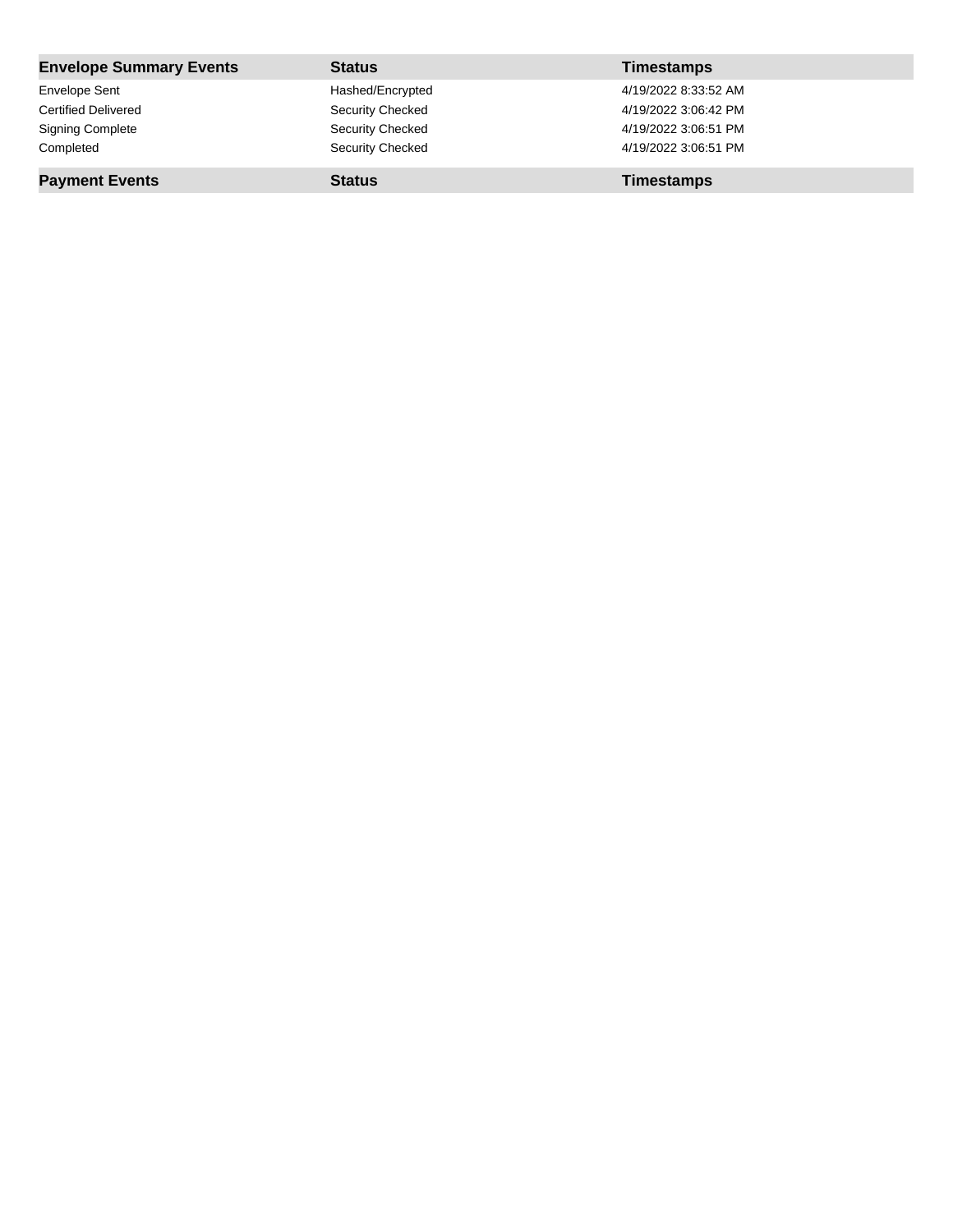| Envelope Summary Events | Status | Timestamps |
|---|---|---|
| Envelope Sent | Hashed/Encrypted | 4/19/2022 8:33:52 AM |
| Certified Delivered | Security Checked | 4/19/2022 3:06:42 PM |
| Signing Complete | Security Checked | 4/19/2022 3:06:51 PM |
| Completed | Security Checked | 4/19/2022 3:06:51 PM |

| Payment Events | Status | Timestamps |
|---|---|---|